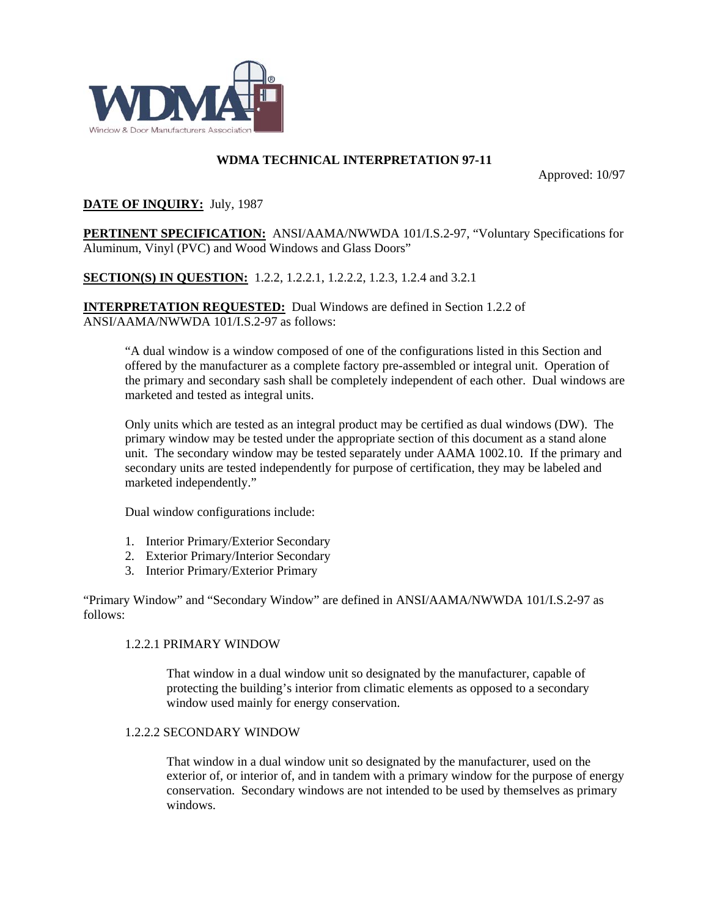# WDMA TECHNICAL INTERPRETATION 97-11

Approved: 10/97

**DATE OF INQUIRY:** July, 1987

**PERTINENT SPECIFICATION:** ANSI/AAMA/NWWDA 101/I.S.2-97, "Voluntary Specifications for Aluminum, Vinyl (PVC) and Wood Windows and Glass Doors"

**SECTION(S) IN QUESTION:** 1.2.2, 1.2.2.1, 1.2.2.2, 1.2.3, 1.2.4 and 3.2.1

**INTERPRETATION REQUESTED:** Dual Windows are defined in Section 1.2.2 of ANSI/AAMA/NWWDA 101/I.S.2-97 as follows:

> "A dual window is a window composed of one of the configurations listed in this Section and offered by the manufacturer as a complete factory pre-assembled or integral unit. Operation of the primary and secondary sash shall be completely independent of each other. Dual windows are marketed and tested as integral units.
>
> Only units which are tested as an integral product may be certified as dual windows (DW). The primary window may be tested under the appropriate section of this document as a stand alone unit. The secondary window may be tested separately under AAMA 1002.10. If the primary and secondary units are tested independently for purpose of certification, they may be labeled and marketed independently."
>
> Dual window configurations include:
>
> 1. Interior Primary/Exterior Secondary
> 2. Exterior Primary/Interior Secondary
> 3. Interior Primary/Exterior Primary

"Primary Window" and "Secondary Window" are defined in ANSI/AAMA/NWWDA 101/I.S.2-97 as follows:

1.2.2.1 PRIMARY WINDOW

> That window in a dual window unit so designated by the manufacturer, capable of protecting the building's interior from climatic elements as opposed to a secondary window used mainly for energy conservation.

1.2.2.2 SECONDARY WINDOW

> That window in a dual window unit so designated by the manufacturer, used on the exterior of, or interior of, and in tandem with a primary window for the purpose of energy conservation. Secondary windows are not intended to be used by themselves as primary windows.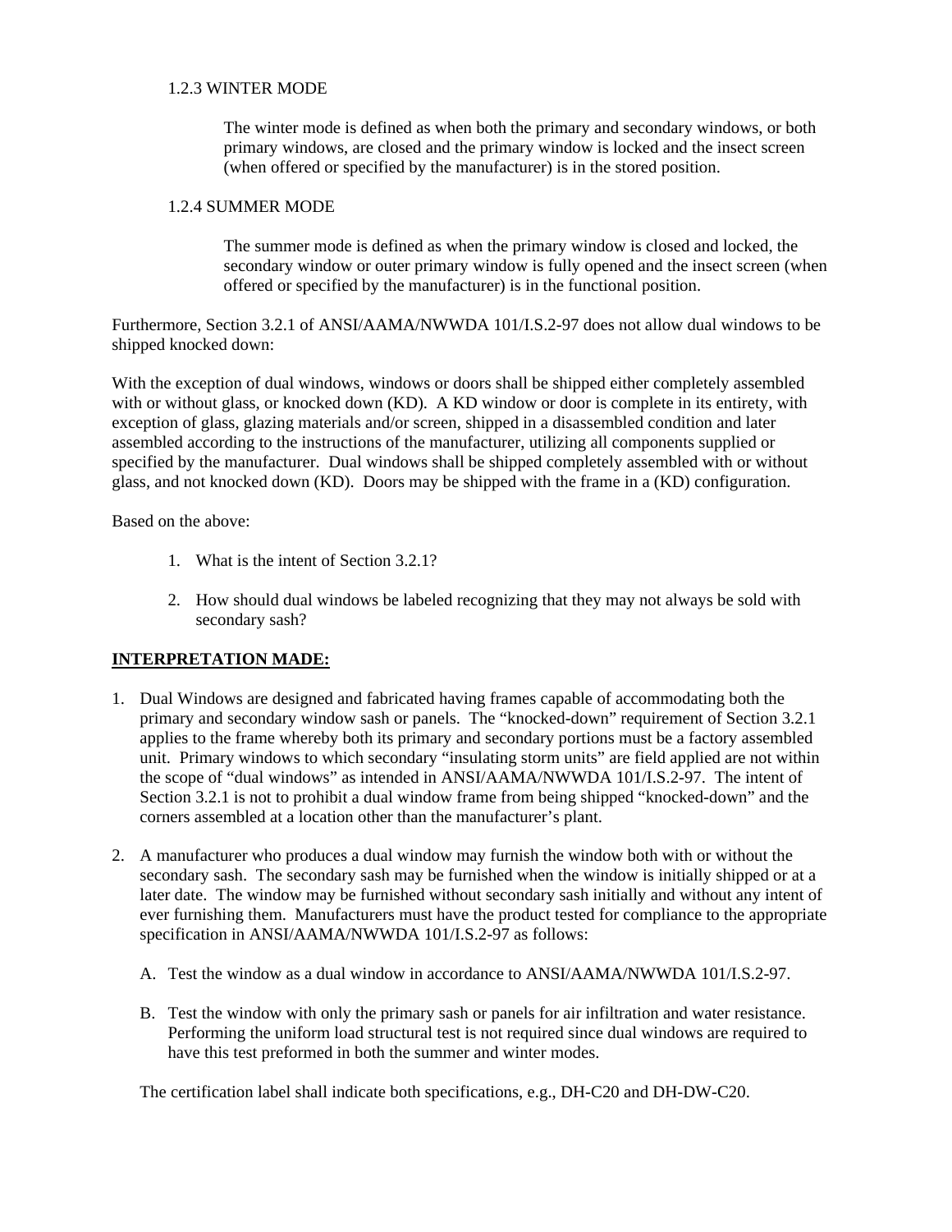1.2.3 WINTER MODE

> The winter mode is defined as when both the primary and secondary windows, or both primary windows, are closed and the primary window is locked and the insect screen (when offered or specified by the manufacturer) is in the stored position.

1.2.4 SUMMER MODE

> The summer mode is defined as when the primary window is closed and locked, the secondary window or outer primary window is fully opened and the insect screen (when offered or specified by the manufacturer) is in the functional position.

Furthermore, Section 3.2.1 of ANSI/AAMA/NWWDA 101/I.S.2-97 does not allow dual windows to be shipped knocked down:

With the exception of dual windows, windows or doors shall be shipped either completely assembled with or without glass, or knocked down (KD). A KD window or door is complete in its entirety, with exception of glass, glazing materials and/or screen, shipped in a disassembled condition and later assembled according to the instructions of the manufacturer, utilizing all components supplied or specified by the manufacturer. Dual windows shall be shipped completely assembled with or without glass, and not knocked down (KD). Doors may be shipped with the frame in a (KD) configuration.

Based on the above:

1. What is the intent of Section 3.2.1?

2. How should dual windows be labeled recognizing that they may not always be sold with secondary sash?

**INTERPRETATION MADE:**

1. Dual Windows are designed and fabricated having frames capable of accommodating both the primary and secondary window sash or panels. The "knocked-down" requirement of Section 3.2.1 applies to the frame whereby both its primary and secondary portions must be a factory assembled unit. Primary windows to which secondary "insulating storm units" are field applied are not within the scope of "dual windows" as intended in ANSI/AAMA/NWWDA 101/I.S.2-97. The intent of Section 3.2.1 is not to prohibit a dual window frame from being shipped "knocked-down" and the corners assembled at a location other than the manufacturer's plant.

2. A manufacturer who produces a dual window may furnish the window both with or without the secondary sash. The secondary sash may be furnished when the window is initially shipped or at a later date. The window may be furnished without secondary sash initially and without any intent of ever furnishing them. Manufacturers must have the product tested for compliance to the appropriate specification in ANSI/AAMA/NWWDA 101/I.S.2-97 as follows:

   A. Test the window as a dual window in accordance to ANSI/AAMA/NWWDA 101/I.S.2-97.

   B. Test the window with only the primary sash or panels for air infiltration and water resistance. Performing the uniform load structural test is not required since dual windows are required to have this test preformed in both the summer and winter modes.

   The certification label shall indicate both specifications, e.g., DH-C20 and DH-DW-C20.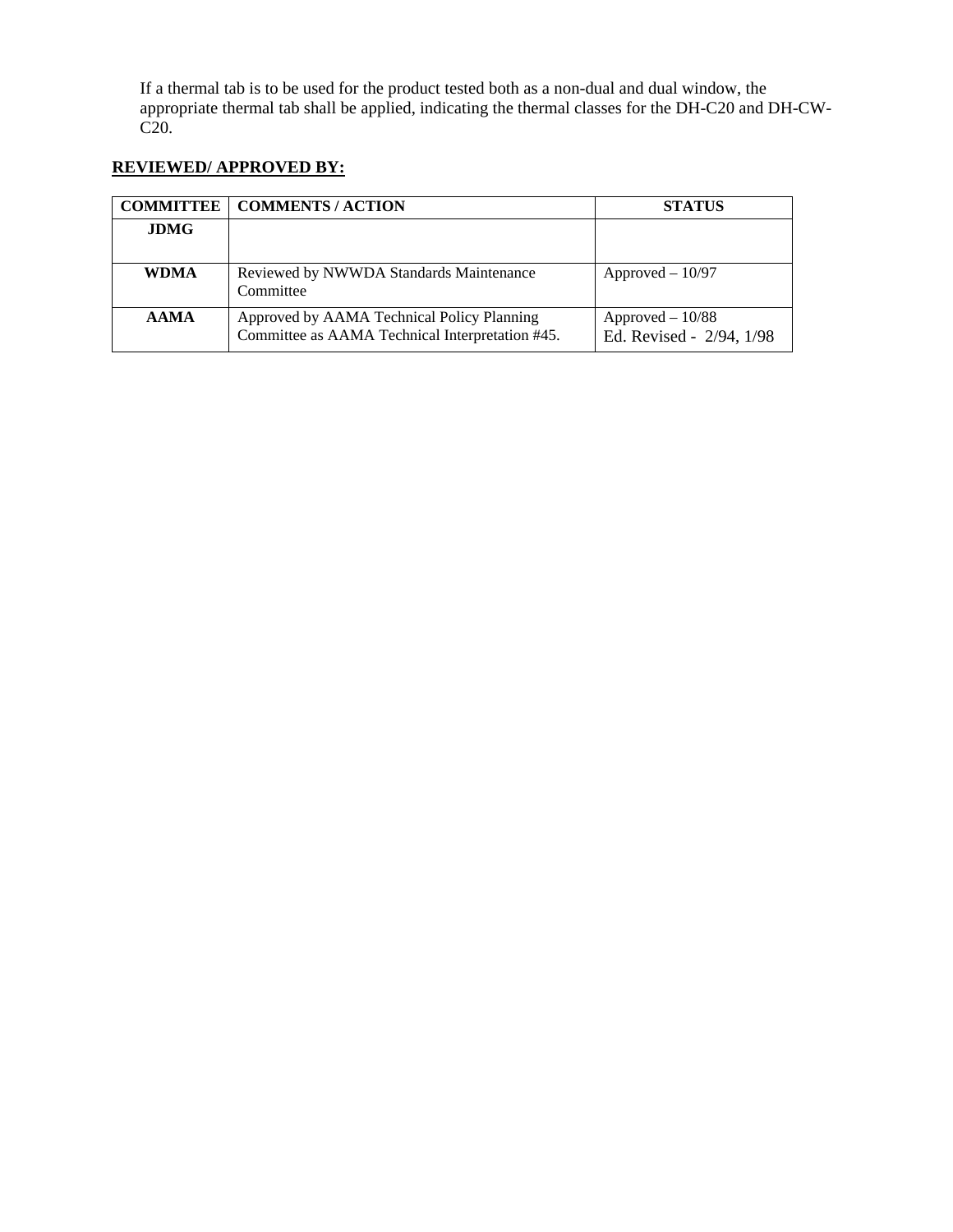If a thermal tab is to be used for the product tested both as a non-dual and dual window, the appropriate thermal tab shall be applied, indicating the thermal classes for the DH-C20 and DH-CW-C20.

**REVIEWED/ APPROVED BY:**

| COMMITTEE | COMMENTS / ACTION | STATUS |
|---|---|---|
| **JDMG** | | |
| **WDMA** | Reviewed by NWWDA Standards Maintenance Committee | Approved – 10/97 |
| **AAMA** | Approved by AAMA Technical Policy Planning Committee as AAMA Technical Interpretation #45. | Approved – 10/88<br>Ed. Revised - 2/94, 1/98 |